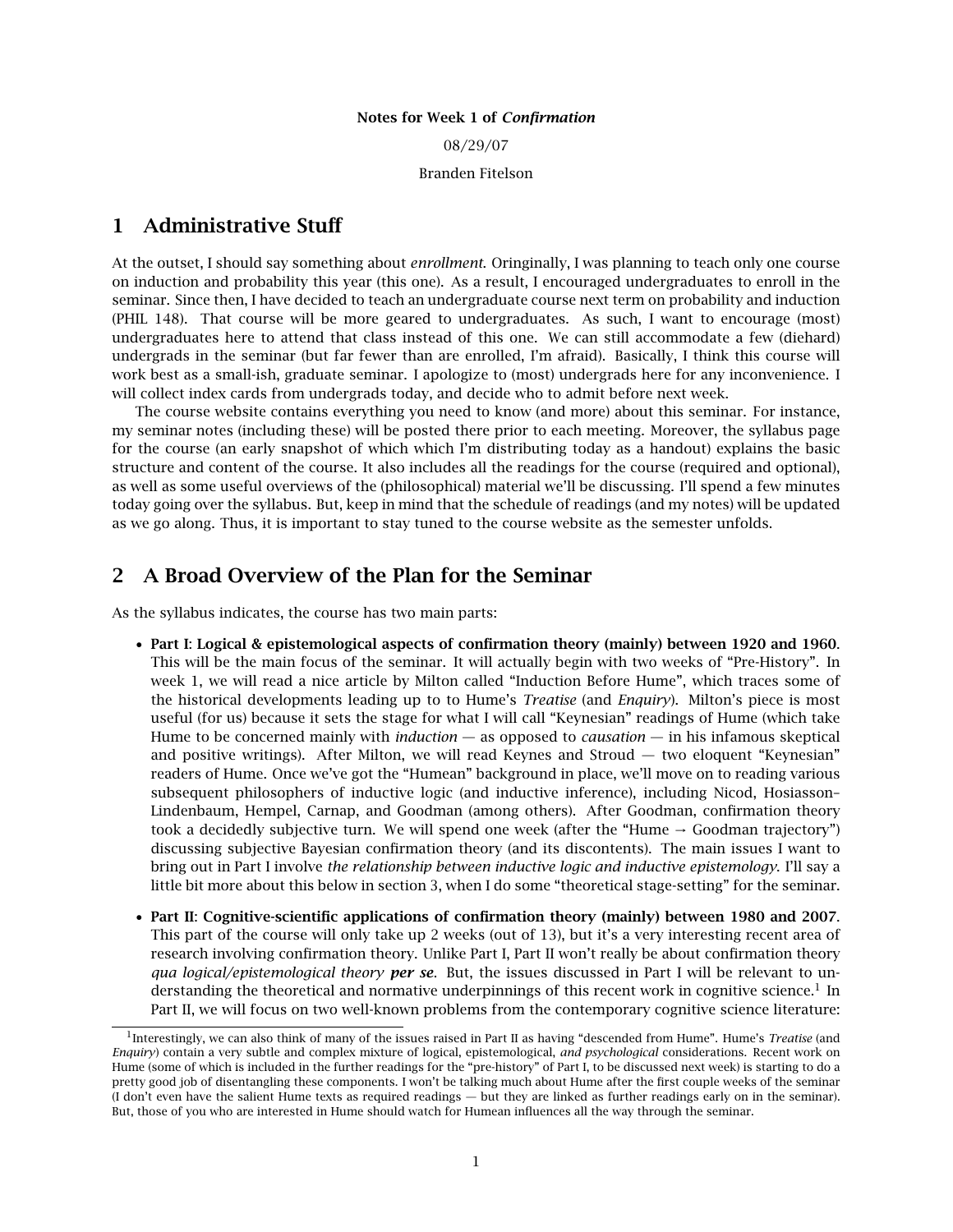**Notes for Week 1 of *Confirmation***

08/29/07

Branden Fitelson

# 1 Administrative Stuff

At the outset, I should say something about *enrollment*. Oringinally, I was planning to teach only one course on induction and probability this year (this one). As a result, I encouraged undergraduates to enroll in the seminar. Since then, I have decided to teach an undergraduate course next term on probability and induction (PHIL 148). That course will be more geared to undergraduates. As such, I want to encourage (most) undergraduates here to attend that class instead of this one. We can still accommodate a few (diehard) undergrads in the seminar (but far fewer than are enrolled, I'm afraid). Basically, I think this course will work best as a small-ish, graduate seminar. I apologize to (most) undergrads here for any inconvenience. I will collect index cards from undergrads today, and decide who to admit before next week.

The course website contains everything you need to know (and more) about this seminar. For instance, my seminar notes (including these) will be posted there prior to each meeting. Moreover, the syllabus page for the course (an early snapshot of which which I'm distributing today as a handout) explains the basic structure and content of the course. It also includes all the readings for the course (required and optional), as well as some useful overviews of the (philosophical) material we'll be discussing. I'll spend a few minutes today going over the syllabus. But, keep in mind that the schedule of readings (and my notes) will be updated as we go along. Thus, it is important to stay tuned to the course website as the semester unfolds.

# 2 A Broad Overview of the Plan for the Seminar

As the syllabus indicates, the course has two main parts:

- **Part I**: **Logical & epistemological aspects of confirmation theory (mainly) between 1920 and 1960**. This will be the main focus of the seminar. It will actually begin with two weeks of "Pre-History". In week 1, we will read a nice article by Milton called "Induction Before Hume", which traces some of the historical developments leading up to to Hume's *Treatise* (and *Enquiry*). Milton's piece is most useful (for us) because it sets the stage for what I will call "Keynesian" readings of Hume (which take Hume to be concerned mainly with *induction* — as opposed to *causation* — in his infamous skeptical and positive writings). After Milton, we will read Keynes and Stroud — two eloquent "Keynesian" readers of Hume. Once we've got the "Humean" background in place, we'll move on to reading various subsequent philosophers of inductive logic (and inductive inference), including Nicod, Hosiasson–Lindenbaum, Hempel, Carnap, and Goodman (among others). After Goodman, confirmation theory took a decidedly subjective turn. We will spend one week (after the "Hume → Goodman trajectory") discussing subjective Bayesian confirmation theory (and its discontents). The main issues I want to bring out in Part I involve *the relationship between inductive logic and inductive epistemology*. I'll say a little bit more about this below in section 3, when I do some "theoretical stage-setting" for the seminar.

- **Part II**: **Cognitive-scientific applications of confirmation theory (mainly) between 1980 and 2007**. This part of the course will only take up 2 weeks (out of 13), but it's a very interesting recent area of research involving confirmation theory. Unlike Part I, Part II won't really be about confirmation theory *qua logical/epistemological theory* ***per se***. But, the issues discussed in Part I will be relevant to understanding the theoretical and normative underpinnings of this recent work in cognitive science.[1] In Part II, we will focus on two well-known problems from the contemporary cognitive science literature:

[1] Interestingly, we can also think of many of the issues raised in Part II as having "descended from Hume". Hume's *Treatise* (and *Enquiry*) contain a very subtle and complex mixture of logical, epistemological, *and psychological* considerations. Recent work on Hume (some of which is included in the further readings for the "pre-history" of Part I, to be discussed next week) is starting to do a pretty good job of disentangling these components. I won't be talking much about Hume after the first couple weeks of the seminar (I don't even have the salient Hume texts as required readings — but they are linked as further readings early on in the seminar). But, those of you who are interested in Hume should watch for Humean influences all the way through the seminar.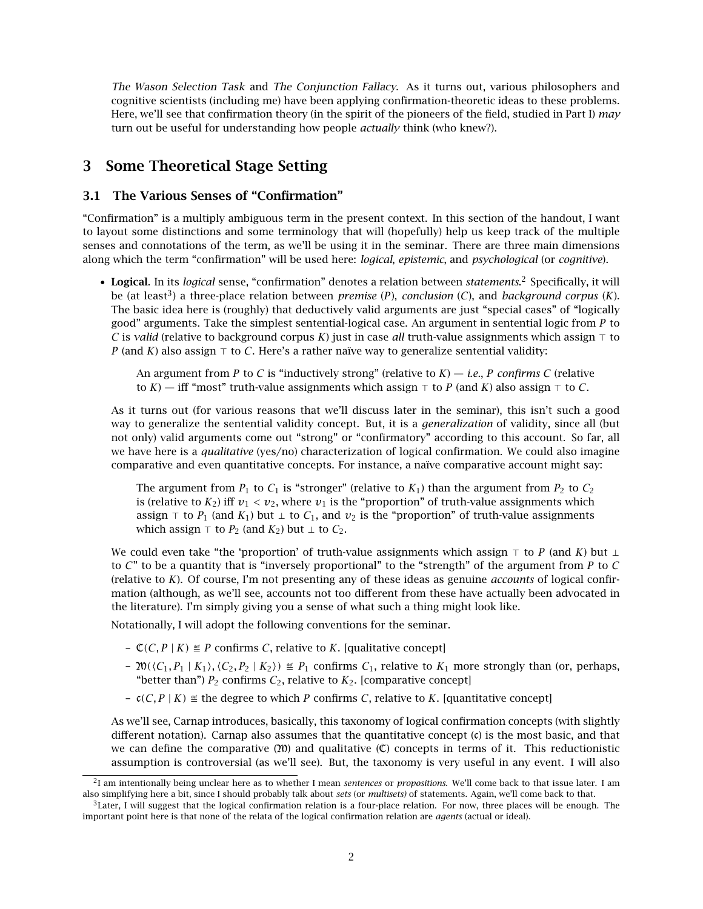*The Wason Selection Task* and *The Conjunction Fallacy*. As it turns out, various philosophers and cognitive scientists (including me) have been applying confirmation-theoretic ideas to these problems. Here, we'll see that confirmation theory (in the spirit of the pioneers of the field, studied in Part I) *may* turn out be useful for understanding how people *actually* think (who knew?).

## 3 Some Theoretical Stage Setting

### 3.1 The Various Senses of "Confirmation"

"Confirmation" is a multiply ambiguous term in the present context. In this section of the handout, I want to layout some distinctions and some terminology that will (hopefully) help us keep track of the multiple senses and connotations of the term, as we'll be using it in the seminar. There are three main dimensions along which the term "confirmation" will be used here: *logical*, *epistemic*, and *psychological* (or *cognitive*).

- **Logical**. In its *logical* sense, "confirmation" denotes a relation between *statements*.[2] Specifically, it will be (at least[3]) a three-place relation between *premise* ($P$), *conclusion* ($C$), and *background corpus* ($K$). The basic idea here is (roughly) that deductively valid arguments are just "special cases" of "logically good" arguments. Take the simplest sentential-logical case. An argument in sentential logic from $P$ to $C$ is *valid* (relative to background corpus $K$) just in case *all* truth-value assignments which assign $\top$ to $P$ (and $K$) also assign $\top$ to $C$. Here's a rather naïve way to generalize sentential validity:

  > An argument from $P$ to $C$ is "inductively strong" (relative to $K$) — *i.e.*, $P$ *confirms* $C$ (relative to $K$) — iff "most" truth-value assignments which assign $\top$ to $P$ (and $K$) also assign $\top$ to $C$.

  As it turns out (for various reasons that we'll discuss later in the seminar), this isn't such a good way to generalize the sentential validity concept. But, it is a *generalization* of validity, since all (but not only) valid arguments come out "strong" or "confirmatory" according to this account. So far, all we have here is a *qualitative* (yes/no) characterization of logical confirmation. We could also imagine comparative and even quantitative concepts. For instance, a naïve comparative account might say:

  > The argument from $P_1$ to $C_1$ is "stronger" (relative to $K_1$) than the argument from $P_2$ to $C_2$ is (relative to $K_2$) iff $v_1 < v_2$, where $v_1$ is the "proportion" of truth-value assignments which assign $\top$ to $P_1$ (and $K_1$) but $\bot$ to $C_1$, and $v_2$ is the "proportion" of truth-value assignments which assign $\top$ to $P_2$ (and $K_2$) but $\bot$ to $C_2$.

  We could even take "the 'proportion' of truth-value assignments which assign $\top$ to $P$ (and $K$) but $\bot$ to $C$" to be a quantity that is "inversely proportional" to the "strength" of the argument from $P$ to $C$ (relative to $K$). Of course, I'm not presenting any of these ideas as genuine *accounts* of logical confirmation (although, as we'll see, accounts not too different from these have actually been advocated in the literature). I'm simply giving you a sense of what such a thing might look like.

  Notationally, I will adopt the following conventions for the seminar.

  - $\mathfrak{C}(C, P \mid K) \stackrel{\text{df}}{=} P$ confirms $C$, relative to $K$. [qualitative concept]
  - $\mathfrak{M}(\langle C_1, P_1 \mid K_1\rangle, \langle C_2, P_2 \mid K_2\rangle) \stackrel{\text{df}}{=} P_1$ confirms $C_1$, relative to $K_1$ more strongly than (or, perhaps, "better than") $P_2$ confirms $C_2$, relative to $K_2$. [comparative concept]
  - $\mathfrak{c}(C, P \mid K) \stackrel{\text{df}}{=}$ the degree to which $P$ confirms $C$, relative to $K$. [quantitative concept]

  As we'll see, Carnap introduces, basically, this taxonomy of logical confirmation concepts (with slightly different notation). Carnap also assumes that the quantitative concept ($\mathfrak{c}$) is the most basic, and that we can define the comparative ($\mathfrak{M}$) and qualitative ($\mathfrak{C}$) concepts in terms of it. This reductionistic assumption is controversial (as we'll see). But, the taxonomy is very useful in any event. I will also

[2] I am intentionally being unclear here as to whether I mean *sentences* or *propositions*. We'll come back to that issue later. I am also simplifying here a bit, since I should probably talk about *sets* (or *multisets*) of statements. Again, we'll come back to that.

[3] Later, I will suggest that the logical confirmation relation is a four-place relation. For now, three places will be enough. The important point here is that none of the relata of the logical confirmation relation are *agents* (actual or ideal).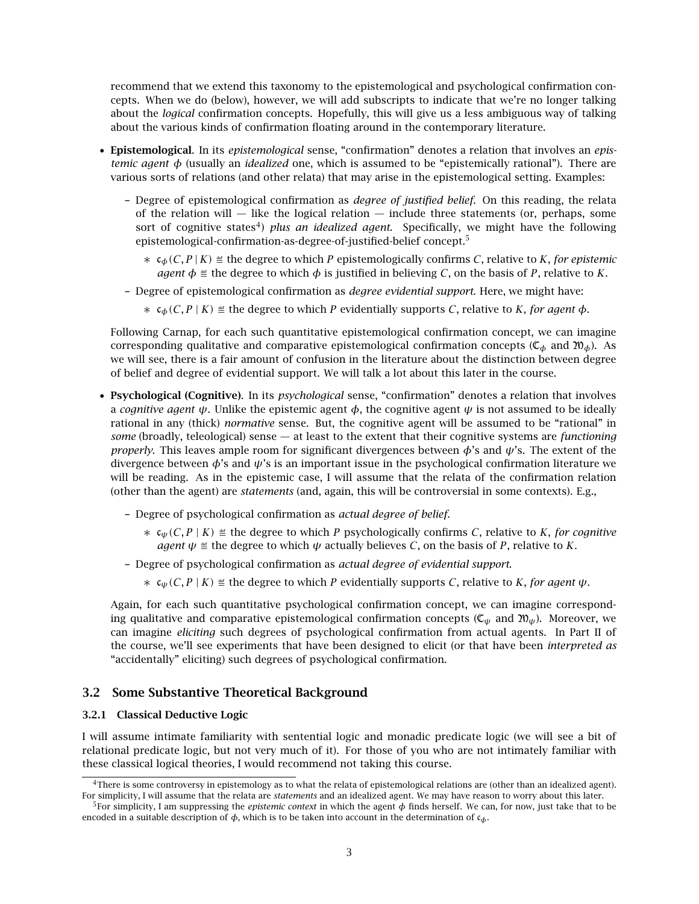recommend that we extend this taxonomy to the epistemological and psychological confirmation concepts. When we do (below), however, we will add subscripts to indicate that we're no longer talking about the *logical* confirmation concepts. Hopefully, this will give us a less ambiguous way of talking about the various kinds of confirmation floating around in the contemporary literature.

- **Epistemological**. In its *epistemological* sense, "confirmation" denotes a relation that involves an *epistemic agent* $\phi$ (usually an *idealized* one, which is assumed to be "epistemically rational"). There are various sorts of relations (and other relata) that may arise in the epistemological setting. Examples:
  - Degree of epistemological confirmation as *degree of justified belief*. On this reading, the relata of the relation will — like the logical relation — include three statements (or, perhaps, some sort of cognitive states[4]) *plus an idealized agent*. Specifically, we might have the following epistemological-confirmation-as-degree-of-justified-belief concept.[5]
    - $\mathfrak{c}_\phi(C, P \mid K) \stackrel{\text{def}}{=}$ the degree to which $P$ epistemologically confirms $C$, relative to $K$, *for epistemic agent* $\phi \stackrel{\text{def}}{=}$ the degree to which $\phi$ is justified in believing $C$, on the basis of $P$, relative to $K$.
  - Degree of epistemological confirmation as *degree evidential support*. Here, we might have:
    - $\mathfrak{c}_\phi(C, P \mid K) \stackrel{\text{def}}{=}$ the degree to which $P$ evidentially supports $C$, relative to $K$, *for agent* $\phi$.

  Following Carnap, for each such quantitative epistemological confirmation concept, we can imagine corresponding qualitative and comparative epistemological confirmation concepts ($\mathfrak{C}_\phi$ and $\mathfrak{M}_\phi$). As we will see, there is a fair amount of confusion in the literature about the distinction between degree of belief and degree of evidential support. We will talk a lot about this later in the course.

- **Psychological (Cognitive)**. In its *psychological* sense, "confirmation" denotes a relation that involves a *cognitive agent* $\psi$. Unlike the epistemic agent $\phi$, the cognitive agent $\psi$ is not assumed to be ideally rational in any (thick) *normative* sense. But, the cognitive agent will be assumed to be "rational" in *some* (broadly, teleological) sense — at least to the extent that their cognitive systems are *functioning properly*. This leaves ample room for significant divergences between $\phi$'s and $\psi$'s. The extent of the divergence between $\phi$'s and $\psi$'s is an important issue in the psychological confirmation literature we will be reading. As in the epistemic case, I will assume that the relata of the confirmation relation (other than the agent) are *statements* (and, again, this will be controversial in some contexts). E.g.,
  - Degree of psychological confirmation as *actual degree of belief*.
    - $\mathfrak{c}_\psi(C, P \mid K) \stackrel{\text{def}}{=}$ the degree to which $P$ psychologically confirms $C$, relative to $K$, *for cognitive agent* $\psi \stackrel{\text{def}}{=}$ the degree to which $\psi$ actually believes $C$, on the basis of $P$, relative to $K$.
  - Degree of psychological confirmation as *actual degree of evidential support*.
    - $\mathfrak{c}_\psi(C, P \mid K) \stackrel{\text{def}}{=}$ the degree to which $P$ evidentially supports $C$, relative to $K$, *for agent* $\psi$.

  Again, for each such quantitative psychological confirmation concept, we can imagine corresponding qualitative and comparative epistemological confirmation concepts ($\mathfrak{C}_\psi$ and $\mathfrak{M}_\psi$). Moreover, we can imagine *eliciting* such degrees of psychological confirmation from actual agents. In Part II of the course, we'll see experiments that have been designed to elicit (or that have been *interpreted as* "accidentally" eliciting) such degrees of psychological confirmation.

## 3.2 Some Substantive Theoretical Background

### 3.2.1 Classical Deductive Logic

I will assume intimate familiarity with sentential logic and monadic predicate logic (we will see a bit of relational predicate logic, but not very much of it). For those of you who are not intimately familiar with these classical logical theories, I would recommend not taking this course.

---

[4]There is some controversy in epistemology as to what the relata of epistemological relations are (other than an idealized agent). For simplicity, I will assume that the relata are *statements* and an idealized agent. We may have reason to worry about this later.

[5]For simplicity, I am suppressing the *epistemic context* in which the agent $\phi$ finds herself. We can, for now, just take that to be encoded in a suitable description of $\phi$, which is to be taken into account in the determination of $\mathfrak{c}_\phi$.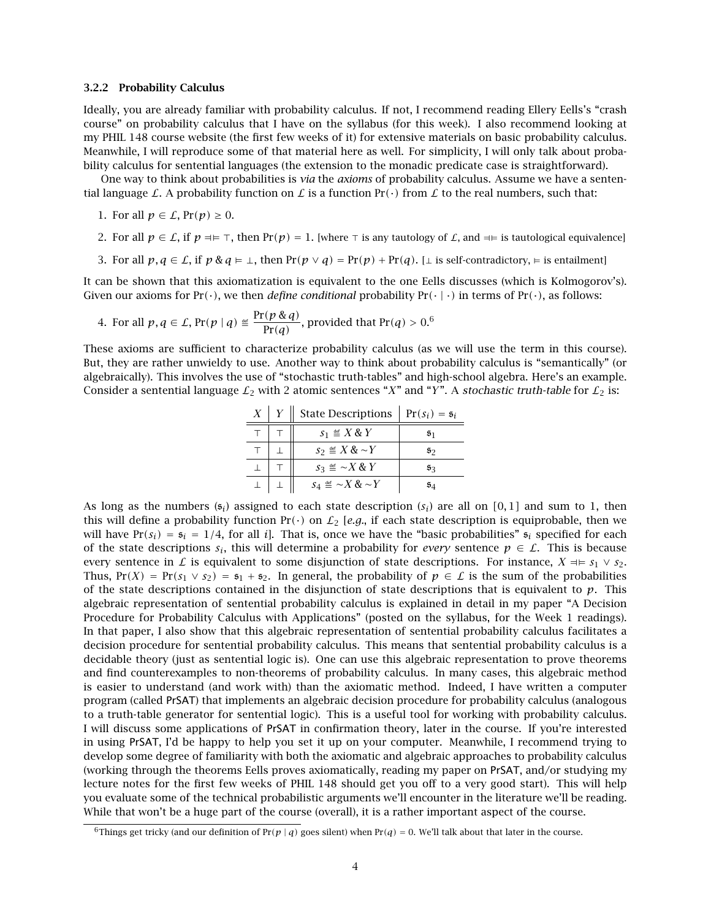### 3.2.2 Probability Calculus

Ideally, you are already familiar with probability calculus. If not, I recommend reading Ellery Eells's "crash course" on probability calculus that I have on the syllabus (for this week). I also recommend looking at my PHIL 148 course website (the first few weeks of it) for extensive materials on basic probability calculus. Meanwhile, I will reproduce some of that material here as well. For simplicity, I will only talk about probability calculus for sentential languages (the extension to the monadic predicate case is straightforward).

One way to think about probabilities is *via* the *axioms* of probability calculus. Assume we have a sentential language $\mathcal{L}$. A probability function on $\mathcal{L}$ is a function $\Pr(\cdot)$ from $\mathcal{L}$ to the real numbers, such that:

1. For all $p \in \mathcal{L}$, $\Pr(p) \geq 0$.
2. For all $p \in \mathcal{L}$, if $p \dashv\vDash \top$, then $\Pr(p) = 1$. [where $\top$ is any tautology of $\mathcal{L}$, and $\dashv\vDash$ is tautological equivalence]
3. For all $p, q \in \mathcal{L}$, if $p \,\&\, q \vDash \bot$, then $\Pr(p \vee q) = \Pr(p) + \Pr(q)$. [$\bot$ is self-contradictory, $\vDash$ is entailment]

It can be shown that this axiomatization is equivalent to the one Eells discusses (which is Kolmogorov's). Given our axioms for $\Pr(\cdot)$, we then *define conditional* probability $\Pr(\cdot \mid \cdot)$ in terms of $\Pr(\cdot)$, as follows:

4. For all $p, q \in \mathcal{L}$, $\Pr(p \mid q) \overset{\text{def}}{=} \dfrac{\Pr(p \,\&\, q)}{\Pr(q)}$, provided that $\Pr(q) > 0$.[6]

These axioms are sufficient to characterize probability calculus (as we will use the term in this course). But, they are rather unwieldy to use. Another way to think about probability calculus is "semantically" (or algebraically). This involves the use of "stochastic truth-tables" and high-school algebra. Here's an example. Consider a sentential language $\mathcal{L}_2$ with 2 atomic sentences "$X$" and "$Y$". A *stochastic truth-table* for $\mathcal{L}_2$ is:

| $X$ | $Y$ | State Descriptions | $\Pr(s_i) = \mathfrak{s}_i$ |
|---|---|---|---|
| $\top$ | $\top$ | $s_1 \overset{\text{def}}{=} X \,\&\, Y$ | $\mathfrak{s}_1$ |
| $\top$ | $\bot$ | $s_2 \overset{\text{def}}{=} X \,\&\, {\sim}Y$ | $\mathfrak{s}_2$ |
| $\bot$ | $\top$ | $s_3 \overset{\text{def}}{=} {\sim}X \,\&\, Y$ | $\mathfrak{s}_3$ |
| $\bot$ | $\bot$ | $s_4 \overset{\text{def}}{=} {\sim}X \,\&\, {\sim}Y$ | $\mathfrak{s}_4$ |

As long as the numbers ($\mathfrak{s}_i$) assigned to each state description ($s_i$) are all on $[0, 1]$ and sum to 1, then this will define a probability function $\Pr(\cdot)$ on $\mathcal{L}_2$ [*e.g.*, if each state description is equiprobable, then we will have $\Pr(s_i) = \mathfrak{s}_i = 1/4$, for all $i$]. That is, once we have the "basic probabilities" $\mathfrak{s}_i$ specified for each of the state descriptions $s_i$, this will determine a probability for *every* sentence $p \in \mathcal{L}$. This is because every sentence in $\mathcal{L}$ is equivalent to some disjunction of state descriptions. For instance, $X \dashv\vDash s_1 \vee s_2$. Thus, $\Pr(X) = \Pr(s_1 \vee s_2) = \mathfrak{s}_1 + \mathfrak{s}_2$. In general, the probability of $p \in \mathcal{L}$ is the sum of the probabilities of the state descriptions contained in the disjunction of state descriptions that is equivalent to $p$. This algebraic representation of sentential probability calculus is explained in detail in my paper "A Decision Procedure for Probability Calculus with Applications" (posted on the syllabus, for the Week 1 readings). In that paper, I also show that this algebraic representation of sentential probability calculus facilitates a decision procedure for sentential probability calculus. This means that sentential probability calculus is a decidable theory (just as sentential logic is). One can use this algebraic representation to prove theorems and find counterexamples to non-theorems of probability calculus. In many cases, this algebraic method is easier to understand (and work with) than the axiomatic method. Indeed, I have written a computer program (called PrSAT) that implements an algebraic decision procedure for probability calculus (analogous to a truth-table generator for sentential logic). This is a useful tool for working with probability calculus. I will discuss some applications of PrSAT in confirmation theory, later in the course. If you're interested in using PrSAT, I'd be happy to help you set it up on your computer. Meanwhile, I recommend trying to develop some degree of familiarity with both the axiomatic and algebraic approaches to probability calculus (working through the theorems Eells proves axiomatically, reading my paper on PrSAT, and/or studying my lecture notes for the first few weeks of PHIL 148 should get you off to a very good start). This will help you evaluate some of the technical probabilistic arguments we'll encounter in the literature we'll be reading. While that won't be a huge part of the course (overall), it is a rather important aspect of the course.

[6] Things get tricky (and our definition of $\Pr(p \mid q)$ goes silent) when $\Pr(q) = 0$. We'll talk about that later in the course.